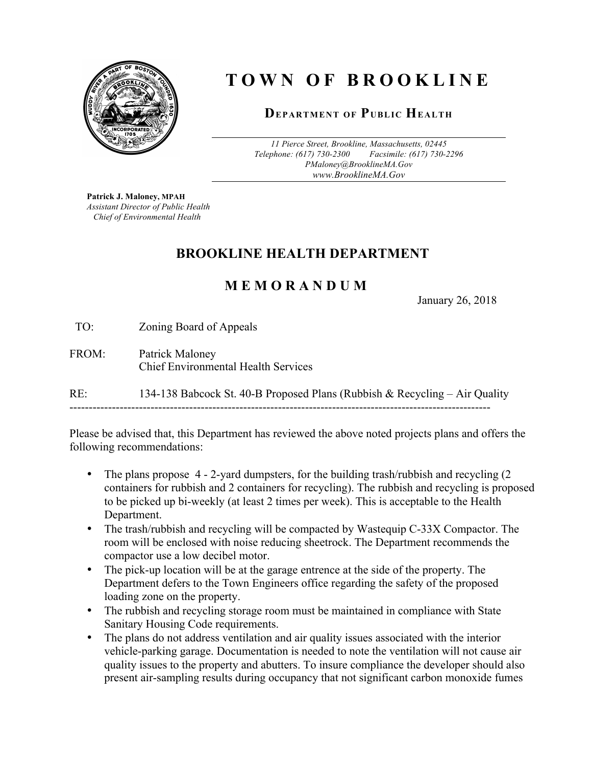# TOWN OF BROOKLINE

## Department of Public Health

*11 Pierce Street, Brookline, Massachusetts, 02445*
*Telephone: (617) 730-2300 Facsimile: (617) 730-2296*
*PMaloney@BrooklineMA.Gov*
*www.BrooklineMA.Gov*

**Patrick J. Maloney, MPAH**
*Assistant Director of Public Health*
*Chief of Environmental Health*

## BROOKLINE HEALTH DEPARTMENT

## M E M O R A N D U M

January 26, 2018

TO: Zoning Board of Appeals

FROM: Patrick Maloney
Chief Environmental Health Services

RE: 134-138 Babcock St. 40-B Proposed Plans (Rubbish & Recycling – Air Quality

---

Please be advised that, this Department has reviewed the above noted projects plans and offers the following recommendations:

- The plans propose 4 - 2-yard dumpsters, for the building trash/rubbish and recycling (2 containers for rubbish and 2 containers for recycling). The rubbish and recycling is proposed to be picked up bi-weekly (at least 2 times per week). This is acceptable to the Health Department.
- The trash/rubbish and recycling will be compacted by Wastequip C-33X Compactor. The room will be enclosed with noise reducing sheetrock. The Department recommends the compactor use a low decibel motor.
- The pick-up location will be at the garage entrence at the side of the property. The Department defers to the Town Engineers office regarding the safety of the proposed loading zone on the property.
- The rubbish and recycling storage room must be maintained in compliance with State Sanitary Housing Code requirements.
- The plans do not address ventilation and air quality issues associated with the interior vehicle-parking garage. Documentation is needed to note the ventilation will not cause air quality issues to the property and abutters. To insure compliance the developer should also present air-sampling results during occupancy that not significant carbon monoxide fumes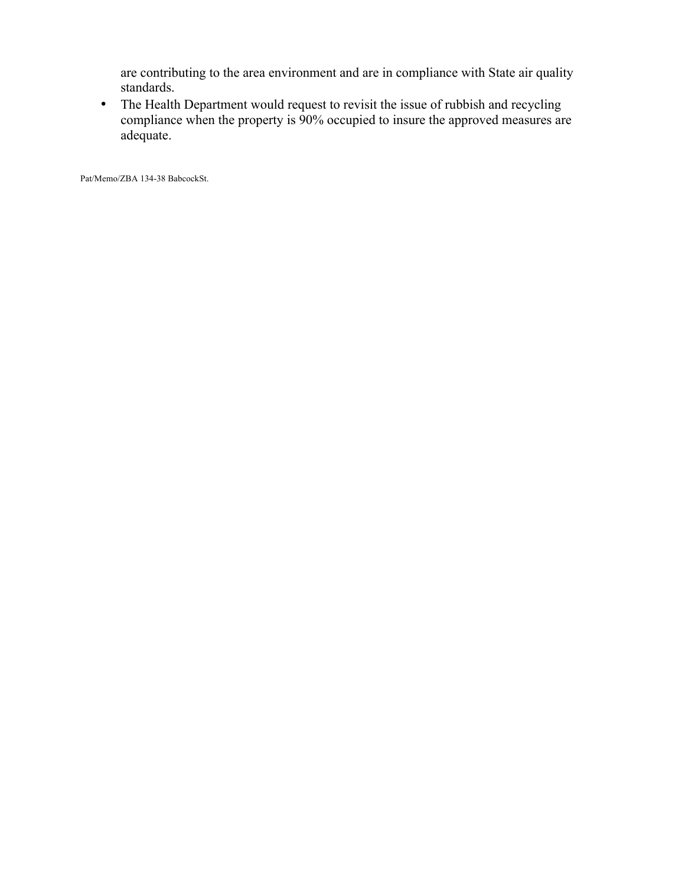are contributing to the area environment and are in compliance with State air quality standards.

- The Health Department would request to revisit the issue of rubbish and recycling compliance when the property is 90% occupied to insure the approved measures are adequate.

Pat/Memo/ZBA 134-38 BabcockSt.